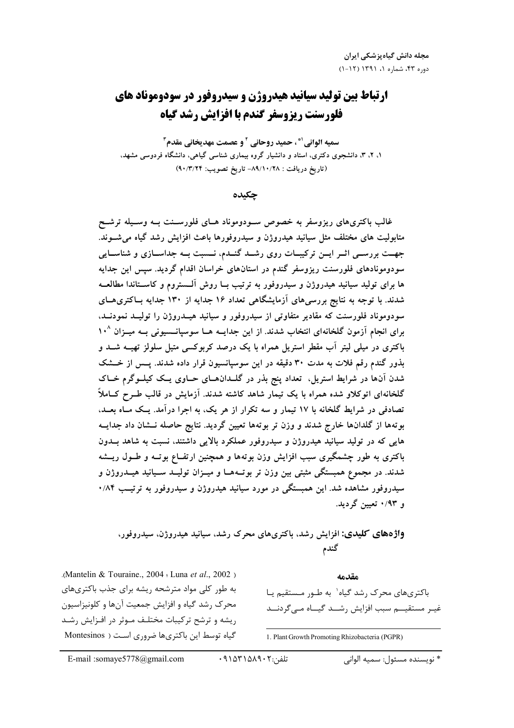# ارتباط بین تولید سیانید هیدروژن و سیدروفور در سودوموناد های فلورسنت ریزوسفر گندم با افزایش رشد گیاه

**سمیه الوانی[1*]، حمید روحانی[2] و عصمت مهدیخانی مقدم[3]**

۱، ۲، ۳، دانشجوی دکتری، استاد و دانشیار گروه بیماری شناسی گیاهی، دانشگاه فردوسی مشهد،

(تاریخ دریافت : ۸۹/۱۰/۲۸- تاریخ تصویب: ۹۰/۳/۲۴)

## چکیده

غالب باکتری‌های ریزوسفر به خصوص سودوموناد های فلورسنت به وسیله ترشح متابولیت های مختلف مثل سیانید هیدروژن و سیدروفورها باعث افزایش رشد گیاه می‌شوند. جهت بررسی اثر این ترکیبات روی رشد گندم، نسبت به جداسازی و شناسایی سودوموناد‌های فلورسنت ریزوسفر گندم در استان‌های خراسان اقدام گردید. سپس این جدایه ها برای تولید سیانید هیدروژن و سیدروفور به ترتیب با روش آلستروم و کاستاندا مطالعه شدند. با توجه به نتایج بررسی‌های آزمایشگاهی تعداد ۱۶ جدایه از ۱۳۰ جدایه باکتری‌های سودوموناد فلورسنت که مقادیر متفاوتی از سیدروفور و سیانید هیدروژن را تولید نمودند، برای انجام آزمون گلخانه‌ای انتخاب شدند. از این جدایه ها سوسپانسیونی به میزان $10^8$ باکتری در میلی لیتر آب مقطر استریل همراه با یک درصد کربوکسی متیل سلولز تهیه شد و بذور گندم رقم فلات به مدت ۳۰ دقیقه در این سوسپانسیون قرار داده شدند. پس از خشک شدن آن‌ها در شرایط استریل، تعداد پنج بذر در گلدان‌های حاوی یک کیلوگرم خاک گلخانه‌ای اتوکلاو شده همراه با یک تیمار شاهد کاشته شدند. آزمایش در قالب طرح کاملاً تصادفی در شرایط گلخانه با ۱۷ تیمار و سه تکرار از هر یک، به اجرا درآمد. یک ماه بعد، بوته‌ها از گلدان‌ها خارج شدند و وزن تر بوته‌ها تعیین گردید. نتایج حاصله نشان داد جدایه هایی که در تولید سیانید هیدروژن و سیدروفور عملکرد بالایی داشتند، نسبت به شاهد بدون باکتری به طور چشمگیری سبب افزایش وزن بوته‌ها و همچنین ارتفاع بوته و طول ریشه شدند. در مجموع همبستگی مثبتی بین وزن تر بوته‌ها و میزان تولید سیانید هیدروژن و سیدروفور مشاهده شد. این همبستگی در مورد سیانید هیدروژن و سیدروفور به ترتیب ۰/۸۴ و ۰/۹۳ تعیین گردید.

**واژه‌های کلیدی:** افزایش رشد، باکتری‌های محرک رشد، سیانید هیدروژن، سیدروفور، گندم

## مقدمه

باکتری‌های محرک رشد گیاه[1] به طور مستقیم یا غیر مستقیم سبب افزایش رشد گیاه می‌گردند (Mantelin & Touraine., 2004 ؛ Luna *et al*., 2002). به طور کلی مواد مترشحه ریشه برای جذب باکتری‌های محرک رشد گیاه و افزایش جمعیت آن‌ها و کلونیزاسیون ریشه و ترشح ترکیبات مختلف موثر در افزایش رشد گیاه توسط این باکتری‌ها ضروری است (Montesinos

1. Plant Growth Promoting Rhizobacteria (PGPR)

\* نویسنده مسئول: سمیه الوانی　　تلفن:۰۹۱۵۳۱۵۸۹۰۲　　E-mail :somaye5778@gmail.com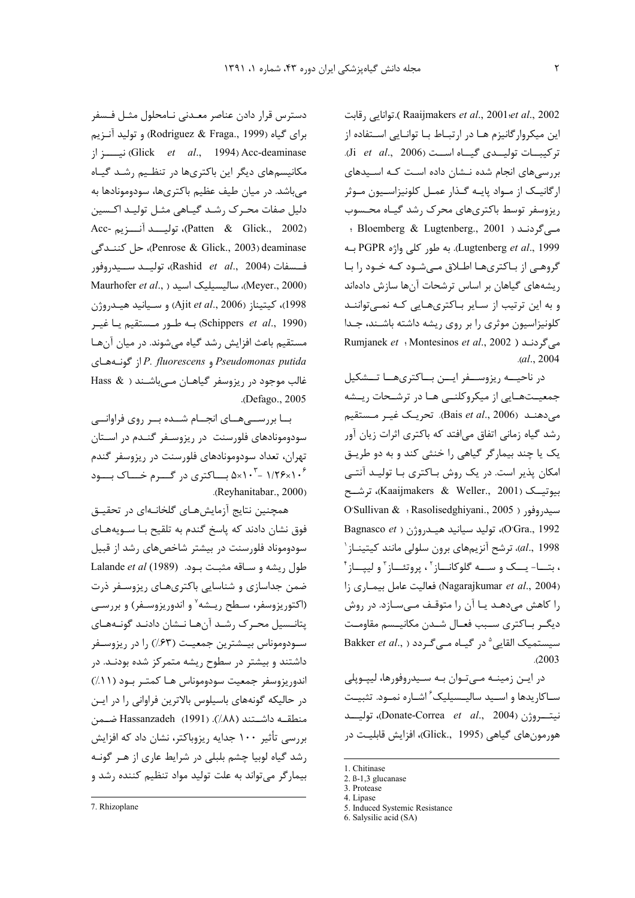Raaijmakers *et al*., 2001؛*et al*., 2002).توانایی رقابت این میکروارگانیزم ها در ارتباط با توانایی استفاده از ترکیبات تولیدی گیاه است (Ji *et al*., 2006). بررسی‌های انجام شده نشان داده است که اسیدهای ارگانیک از مواد پایه گذار عمل کلونیزاسیون موثر ریزوسفر توسط باکتری‌های محرک رشد گیاه محسوب می‌گردند ( Bloemberg & Lugtenberg., 2001 ؛ Lugtenberg *et al*., 1999). به طور کلی واژه PGPR به گروهی از باکتری‌ها اطلاق می‌شود که خود را با ریشه‌های گیاهان بر اساس ترشحات آن‌ها سازش داده‌اند و به این ترتیب از سایر باکتری‌هایی که نمی‌توانند کلونیزاسیون موثری را بر روی ریشه داشته باشند، جدا می‌گردند ( Montesinos *et al*., 2002 ؛ Rumjanek *et al*., 2004).

در ناحیه ریزوسفر این باکتری‌ها تشکیل جمعیت‌هایی از میکروکلنی ها در ترشحات ریشه می‌دهند (Bais *et al*., 2006). تحریک غیر مستقیم رشد گیاه زمانی اتفاق می‌افتد که باکتری اثرات زیان آور یک یا چند بیمارگر گیاهی را خنثی کند و به دو طریق امکان پذیر است. در یک روش باکتری با تولید آنتی بیوتیک (Kaaijmakers & Weller., 2001)، ترشح سیدروفور ( Rasolisedghiyani., 2005 ؛ O'Sullivan & O'Gra., 1992)، تولید سیانید هیدروژن ( Bagnasco *et al*., 1998)، ترشح آنزیم‌های برون سلولی مانند کیتیناز[1]، بتا- یک و سه گلوکاناز[2]، پروتئاز[3] و لیپاز[4] (Nagarajkumar *et al*., 2004) فعالیت عامل بیماری زا را کاهش می‌دهد یا آن را متوقف می‌سازد. در روش دیگر باکتری سبب فعال شدن مکانیسم مقاومت سیستمیک القایی[5] در گیاه می‌گردد ( Bakker *et al*., 2003).

در این زمینه می‌توان به سیدروفورها، لیپوپلی ساکاریدها و اسید سالیسیلیک[6] اشاره نمود. تثبیت نیتروژن (Donate-Correa *et al*., 2004)، تولید هورمون‌های گیاهی (Glick., 1995)، افزایش قابلیت در دسترس قرار دادن عناصر معدنی نامحلول مثل فسفر برای گیاه (Rodriguez & Fraga., 1999) و تولید آنزیم Acc-deaminase (Glick *et al*., 1994) نیز از مکانیسم‌های دیگر این باکتری‌ها در تنظیم رشد گیاه می‌باشد. در میان طیف عظیم باکتری‌ها، سودوموناد‌ها به دلیل صفات محرک رشد گیاهی مثل تولید اکسین (Patten & Glick., 2002)، تولید آنزیم Acc-deaminase (Penrose & Glick., 2003)، حل کنندگی فسفات (Rashid *et al*., 2004)، تولید سیدروفور (Meyer., 2000)، سالیسیلیک اسید ( Maurhofer *et al*., 1998)، کیتیناز (Ajit *et al*., 2006) و سیانید هیدروژن (Schippers *et al*., 1990) به طور مستقیم یا غیر مستقیم باعث افزایش رشد گیاه می‌شوند. در میان آن‌ها *Pseudomonas putida* و *P. fluorescens* از گونه‌های غالب موجود در ریزوسفر گیاهان می‌باشند ( Hass & Defago., 2005).

با بررسی‌های انجام شده بر روی فراوانی سودوموناد‌های فلورسنت در ریزوسفر گندم در استان تهران، تعداد سودوموناد‌های فلورسنت در ریزوسفر گندم $5\times10^{3}$ - $1/26\times10^{6}$ باکتری در گرم خاک بود (Reyhanitabar., 2000).

همچنین نتایج آزمایش‌های گلخانه‌ای در تحقیق فوق نشان دادند که پاسخ گندم به تلقیح با سویه‌های سودوموناد فلورسنت در بیشتر شاخص‌های رشد از قبیل طول ریشه و ساقه مثبت بود. Lalande *et al* (1989) ضمن جداسازی و شناسایی باکتری‌های ریزوسفر ذرت (اکتوریزوسفر، سطح ریشه[7] و اندوریزوسفر) و بررسی پتانسیل محرک رشد آن‌ها نشان دادند گونه‌های سودوموناس بیشترین جمعیت (۶۳٪) را در ریزوسفر داشتند و بیشتر در سطوح ریشه متمرکز شده بودند. در اندوریزوسفر جمعیت سودوموناس ها کمتر بود (۱۱٪) در حالیکه گونه‌های باسیلوس بالاترین فراوانی را در این منطقه داشتند (۸۸٪). Hassanzadeh (1991) ضمن بررسی تأثیر ۱۰۰ جدایه ریزوباکتر، نشان داد که افزایش رشد گیاه لوبیا چشم بلبلی در شرایط عاری از هر گونه بیمارگر می‌تواند به علت تولید مواد تنظیم کننده رشد و

---

1. Chitinase
2. ß-1,3 glucanase
3. Protease
4. Lipase
5. Induced Systemic Resistance
6. Salysilic acid (SA)
7. Rhizoplane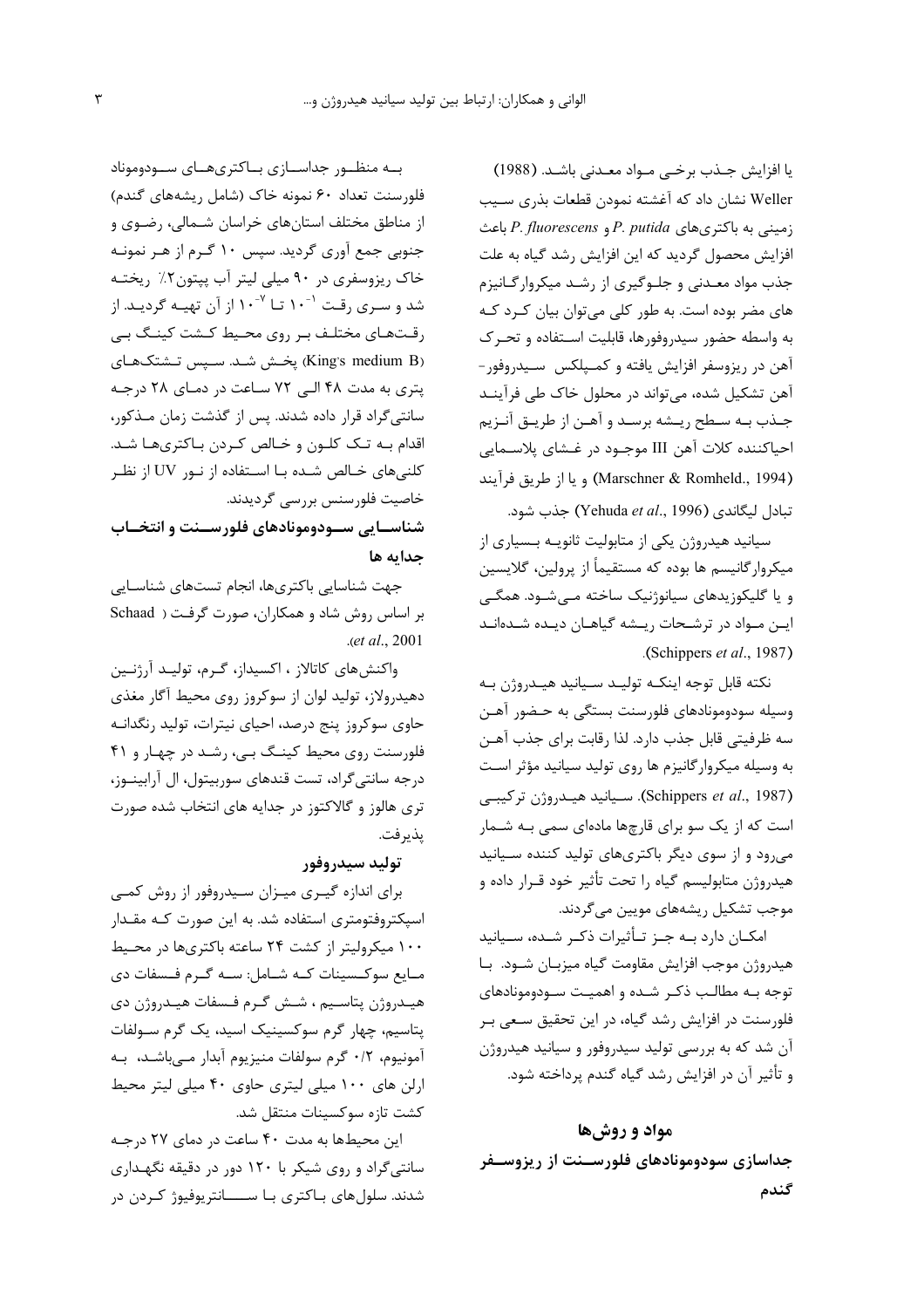یا افزایش جذب برخی مواد معدنی باشد. Weller (1988) نشان داد که آغشته نمودن قطعات بذری سیب زمینی به باکتری‌های *P. putida* و *P. fluorescens* باعث افزایش محصول گردید که این افزایش رشد گیاه به علت جذب مواد معدنی و جلوگیری از رشد میکروارگانیزم های مضر بوده است. به طور کلی می‌توان بیان کرد که به واسطه حضور سیدروفورها، قابلیت استفاده و تحرک آهن در ریزوسفر افزایش یافته و کمپلکس سیدروفور- آهن تشکیل شده، می‌تواند در محلول خاک طی فرآیند جذب به سطح ریشه برسد و آهن از طریق آنزیم احیاکننده کلات آهن III موجود در غشای پلاسمایی (Marschner & Romheld., 1994) و یا از طریق فرآیند تبادل لیگاندی (Yehuda *et al*., 1996) جذب شود.

سیانید هیدروژن یکی از متابولیت ثانویه بسیاری از میکروارگانیسم ها بوده که مستقیماً از پرولین، گلایسین و یا گلیکوزیدهای سیانوژنیک ساخته می‌شود. همگی این مواد در ترشحات ریشه گیاهان دیده شده‌اند (Schippers *et al*., 1987).

نکته قابل توجه اینکه تولید سیانید هیدروژن به وسیله سودوموناد‌های فلورسنت بستگی به حضور آهن سه ظرفیتی قابل جذب دارد. لذا رقابت برای جذب آهن به وسیله میکروارگانیزم ها روی تولید سیانید مؤثر است (Schippers *et al*., 1987). سیانید هیدروژن ترکیبی است که از یک سو برای قارچها ماده‌ای سمی به شمار می‌رود و از سوی دیگر باکتری‌های تولید کننده سیانید هیدروژن متابولیسم گیاه را تحت تأثیر خود قرار داده و موجب تشکیل ریشه‌های مویین می‌گردند.

امکان دارد به جز تأثیرات ذکر شده، سیانید هیدروژن موجب افزایش مقاومت گیاه میزبان شود. با توجه به مطالب ذکر شده و اهمیت سودوموناد‌های فلورسنت در افزایش رشد گیاه، در این تحقیق سعی بر آن شد که به بررسی تولید سیدروفور و سیانید هیدروژن و تأثیر آن در افزایش رشد گیاه گندم پرداخته شود.

## مواد و روش‌ها

### جداسازی سودوموناد‌های فلورسنت از ریزوسفر گندم

به منظور جداسازی باکتری‌های سودوموناد فلورسنت تعداد ۶۰ نمونه خاک (شامل ریشه‌های گندم) از مناطق مختلف استان‌های خراسان شمالی، رضوی و جنوبی جمع آوری گردید. سپس ۱۰ گرم از هر نمونه خاک ریزوسفری در ۹۰ میلی لیتر آب پپتون۲٪ ریخته شد و سری رقت $10^{-1}$ تا $10^{-7}$ از آن تهیه گردید. از رقت‌های مختلف بر روی محیط کشت کینگ بی (King's medium B) پخش شد. سپس تشتک‌های پتری به مدت ۴۸ الی ۷۲ ساعت در دمای ۲۸ درجه سانتی‌گراد قرار داده شدند. پس از گذشت زمان مذکور، اقدام به تک کلون و خالص کردن باکتری‌ها شد. کلنی‌های خالص شده با استفاده از نور UV از نظر خاصیت فلورسنس بررسی گردیدند.

### شناسایی سودوموناد‌های فلورسنت و انتخاب جدایه ها

جهت شناسایی باکتری‌ها، انجام تست‌های شناسایی بر اساس روش شاد و همکاران، صورت گرفت (Schaad *et al*., 2001).

واکنش‌های کاتالاز ، اکسیداز، گرم، تولید آرژنین دهیدرولاز، تولید لوان از سوکروز روی محیط آگار مغذی حاوی سوکروز پنج درصد، احیای نیترات، تولید رنگدانه فلورسنت روی محیط کینگ بی، رشد در چهار و ۴۱ درجه سانتی‌گراد، تست قندهای سوربیتول، ال آرابینوز، تری هالوز و گالاکتوز در جدایه های انتخاب شده صورت پذیرفت.

### تولید سیدروفور

برای اندازه گیری میزان سیدروفور از روش کمی اسپکتروفتومتری استفاده شد. به این صورت که مقدار ۱۰۰ میکرولیتر از کشت ۲۴ ساعته باکتری‌ها در محیط مایع سوکسینات که شامل: سه گرم فسفات دی هیدروژن پتاسیم ، شش گرم فسفات هیدروژن دی پتاسیم، چهار گرم سوکسینیک اسید، یک گرم سولفات آمونیوم، ۰/۲ گرم سولفات منیزیوم آبدار می‌باشد، به ارلن های ۱۰۰ میلی لیتری حاوی ۴۰ میلی لیتر محیط کشت تازه سوکسینات منتقل شد.

این محیطها به مدت ۴۰ ساعت در دمای ۲۷ درجه سانتی‌گراد و روی شیکر با ۱۲۰ دور در دقیقه نگهداری شدند. سلول‌های باکتری با سانتریفیوژ کردن در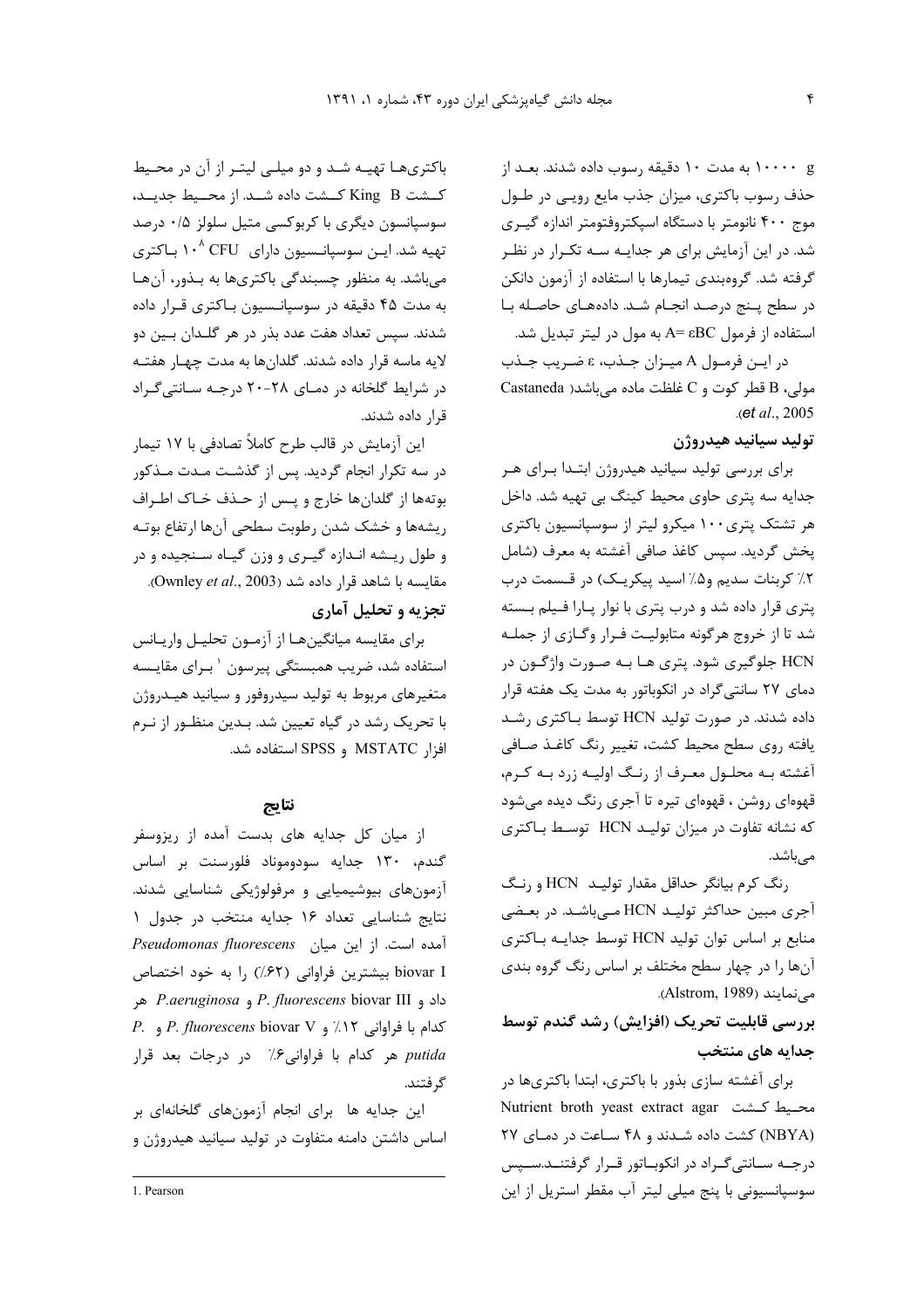g ۱۰۰۰۰ به مدت ۱۰ دقیقه رسوب داده شدند. بعد از حذف رسوب باکتری، میزان جذب مایع رویی در طول موج ۴۰۰ نانومتر با دستگاه اسپکتروفتومتر اندازه گیری شد. در این آزمایش برای هر جدایه سه تکرار در نظر گرفته شد. گروه‌بندی تیمارها با استفاده از آزمون دانکن در سطح پنج درصد انجام شد. داده‌های حاصله با استفاده از فرمول $A= \varepsilon BC$ به مول در لیتر تبدیل شد.

در این فرمول A میزان جذب، $\varepsilon$ ضریب جذب مولی، B قطر کوت و C غلظت ماده می‌باشد( Castaneda *et al.*, 2005).

### تولید سیانید هیدروژن

برای بررسی تولید سیانید هیدروژن ابتدا برای هر جدایه سه پتری حاوی محیط کینگ بی تهیه شد. داخل هر تشتک پتری ۱۰۰ میکرو لیتر از سوسپانسیون باکتری پخش گردید. سپس کاغذ صافی آغشته به معرف (شامل ۲٪ کربنات سدیم و۵٪ اسید پیکریک) در قسمت درب پتری قرار داده شد و درب پتری با نوار پارا فیلم بسته شد تا از خروج هرگونه متابولیت فرار وگازی از جمله HCN جلوگیری شود. پتری ها به صورت واژگون در دمای ۲۷ سانتی‌گراد در انکوباتور به مدت یک هفته قرار داده شدند. در صورت تولید HCN توسط باکتری رشد یافته روی سطح محیط کشت، تغییر رنگ کاغذ صافی آغشته به محلول معرف از رنگ اولیه زرد به کرم، قهوه‌ای روشن ، قهوه‌ای تیره تا آجری رنگ دیده می‌شود که نشانه تفاوت در میزان تولید HCN توسط باکتری می‌باشد.

رنگ کرم بیانگر حداقل مقدار تولید HCN و رنگ آجری مبین حداکثر تولید HCN می‌باشد. در بعضی منابع بر اساس توان تولید HCN توسط جدایه باکتری آن‌ها را در چهار سطح مختلف بر اساس رنگ گروه بندی می‌نمایند (Alstrom, 1989).

### بررسی قابلیت تحریک (افزایش) رشد گندم توسط جدایه های منتخب

برای آغشته سازی بذور با باکتری، ابتدا باکتری‌ها در محیط کشت Nutrient broth yeast extract agar (NBYA) کشت داده شدند و ۴۸ ساعت در دمای ۲۷ درجه سانتی‌گراد در انکوباتور قرار گرفتند.سپس سوسپانسیونی با پنج میلی لیتر آب مقطر استریل از این باکتری‌ها تهیه شد و دو میلی لیتر از آن در محیط کشت King B کشت داده شد. از محیط جدید، سوسپانسون دیگری با کربوکسی متیل سلولز ۰/۵ درصد تهیه شد. این سوسپانسیون دارای $10^{8}$ CFU باکتری می‌باشد. به منظور چسبندگی باکتری‌ها به بذور، آن‌ها به مدت ۴۵ دقیقه در سوسپانسیون باکتری قرار داده شدند. سپس تعداد هفت عدد بذر در هر گلدان بین دو لایه ماسه قرار داده شدند. گلدان‌ها به مدت چهار هفته در شرایط گلخانه در دمای ۲۸-۲۰ درجه سانتی‌گراد قرار داده شدند.

این آزمایش در قالب طرح کاملاً تصادفی با ۱۷ تیمار در سه تکرار انجام گردید. پس از گذشت مدت مذکور بوته‌ها از گلدان‌ها خارج و پس از حذف خاک اطراف ریشه‌ها و خشک شدن رطوبت سطحی آن‌ها ارتفاع بوته و طول ریشه اندازه گیری و وزن گیاه سنجیده و در مقایسه با شاهد قرار داده شد (Ownley *et al.*, 2003).

### تجزیه و تحلیل آماری

برای مقایسه میانگین‌ها از آزمون تحلیل واریانس استفاده شد، ضریب همبستگی پیرسون [1] برای مقایسه متغیرهای مربوط به تولید سیدروفور و سیانید هیدروژن با تحریک رشد در گیاه تعیین شد. بدین منظور از نرم افزار MSTATC و SPSS استفاده شد.

## نتایج

از میان کل جدایه های بدست آمده از ریزوسفر گندم، ۱۳۰ جدایه سودوموناد فلورسنت بر اساس آزمون‌های بیوشیمیایی و مرفولوژیکی شناسایی شدند. نتایج شناسایی تعداد ۱۶ جدایه منتخب در جدول ۱ آمده است. از این میان *Pseudomonas fluorescens* biovar I بیشترین فراوانی (۶۲٪) را به خود اختصاص داد و *P. fluorescens* biovar III و *P.aeruginosa* هر کدام با فراوانی ۱۲٪ و *P. fluorescens* biovar V و *P. putida* هر کدام با فراوانی۶٪ در درجات بعد قرار گرفتند.

این جدایه ها برای انجام آزمون‌های گلخانه‌ای بر اساس داشتن دامنه متفاوت در تولید سیانید هیدروژن و

---

1. Pearson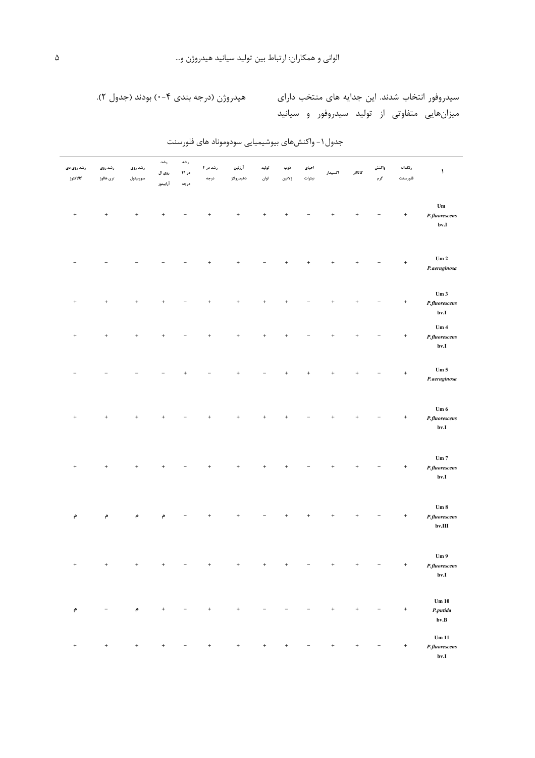سیدروفور انتخاب شدند. این جدایه های منتخب دارای میزان‌هایی متفاوتی از تولید سیدروفور و سیانید هیدروژن (درجه بندی ۴-۰) بودند (جدول ۲).

جدول۱- واکنش‌های بیوشیمیایی سودوموناد های فلورسنت

| ۱ | رنگدانه فلورسنت | واکنش گرم | کاتالاز | اکسیداز | احیای نیترات | ذوب ژلاتین | تولید لوان | آرژنین دهیدرولاز | رشد در ۴ درجه | رشد در ۴۱ درجه | رشد روی ال آرابینوز | رشد روی سوربیتول | رشد روی تری هالوز | رشد روی دی گالاکتوز |
|---|---|---|---|---|---|---|---|---|---|---|---|---|---|---|
| Um *P.fluorescens* bv.I | + | − | + | + | − | + | + | + | + | − | + | + | + | + |
| Um 2 *P.aeruginosa* | + | − | + | + | + | + | − | + | + | − | − | − | − | − |
| Um 3 *P.fluorescens* bv.I | + | − | + | + | − | + | + | + | + | − | + | + | + | + |
| Um 4 *P.fluorescens* bv.I | + | − | + | + | − | + | + | + | + | − | + | + | + | + |
| Um 5 *P.aeruginosa* | + | − | + | + | + | + | − | + | − | + | − | − | − | − |
| Um 6 *P.fluorescens* bv.I | + | − | + | + | − | + | + | + | + | − | + | + | + | + |
| Um 7 *P.fluorescens* bv.I | + | − | + | + | − | + | + | + | + | − | + | + | + | + |
| Um 8 *P.fluorescens* bv.III | + | − | + | + | + | + | − | + | + | − | م | م | م | م |
| Um 9 *P.fluorescens* bv.I | + | − | + | + | − | + | + | + | + | − | + | + | + | + |
| Um 10 *P.putida* bv.B | + | − | + | + | − | − | − | + | + | − | + | م | − | م |
| Um 11 *P.fluorescens* bv.I | + | − | + | + | − | + | + | + | + | − | + | + | + | + |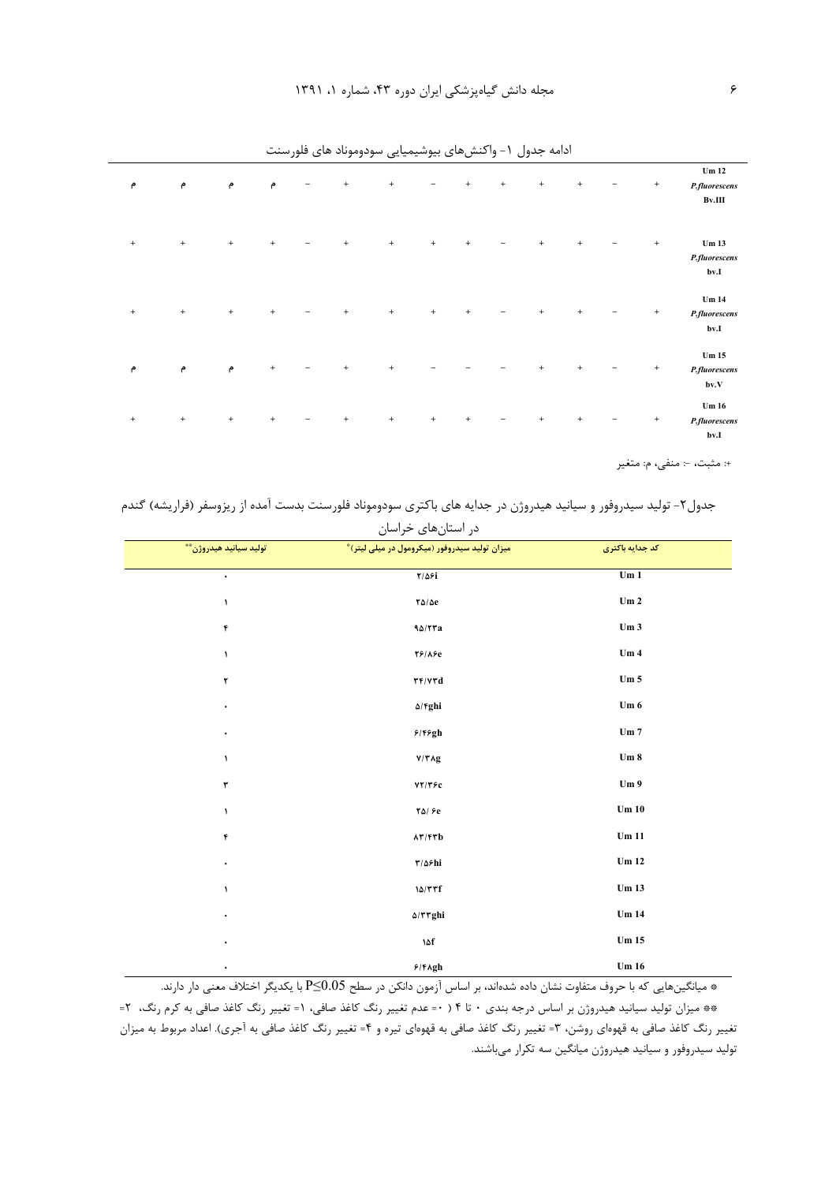ادامه جدول ۱- واکنش‌های بیوشیمیایی سودوموناد های فلورسنت

| | | | | | | | | | | | | | | |
|---|---|---|---|---|---|---|---|---|---|---|---|---|---|---|
| Um 12 *P.fluorescens* Bv.III | + | − | + | + | + | + | − | + | + | − | م | م | م | م |
| Um 13 *P.fluorescens* bv.I | + | − | + | + | − | + | + | + | + | − | + | + | + | + |
| Um 14 *P.fluorescens* bv.I | + | − | + | + | − | + | + | + | + | − | + | + | + | + |
| Um 15 *P.fluorescens* bv.V | + | − | + | + | − | − | − | + | + | − | + | م | م | م |
| Um 16 *P.fluorescens* bv.I | + | − | + | + | − | + | + | + | + | − | + | + | + | + |

+: مثبت، -: منفی، م: متغیر

جدول۲- تولید سیدروفور و سیانید هیدروژن در جدایه های باکتری سودوموناد فلورسنت بدست آمده از ریزوسفر (فراریشه) گندم در استان‌های خراسان

| کد جدایه باکتری | میزان تولید سیدروفور (میکرومول در میلی لیتر)* | تولید سیانید هیدروژن** |
|---|---|---|
| Um 1 | ۲/۵۶i | ۰ |
| Um 2 | ۲۵/۵e | ۱ |
| Um 3 | ۹۵/۲۳a | ۴ |
| Um 4 | ۲۶/۸۶e | ۱ |
| Um 5 | ۳۴/۷۳d | ۲ |
| Um 6 | ۵/۴ghi | ۰ |
| Um 7 | ۶/۴۶gh | ۰ |
| Um 8 | ۷/۳۸g | ۱ |
| Um 9 | ۷۲/۳۶c | ۳ |
| Um 10 | ۲۵/ ۶e | ۱ |
| Um 11 | ۸۳/۴۳b | ۴ |
| Um 12 | ۳/۵۶hi | ۰ |
| Um 13 | ۱۵/۳۳f | ۱ |
| Um 14 | ۵/۳۳ghi | ۰ |
| Um 15 | ۱۵f | ۰ |
| Um 16 | ۶/۴۸gh | ۰ |

* میانگین‌هایی که با حروف متفاوت نشان داده شده‌اند، بر اساس آزمون دانکن در سطح $P \leq 0.05$ با یکدیگر اختلاف معنی دار دارند.

** میزان تولید سیانید هیدروژن بر اساس درجه بندی ۰ تا ۴ ( ۰= عدم تغییر رنگ کاغذ صافی، ۱= تغییر رنگ کاغذ صافی به کرم رنگ، ۲= تغییر رنگ کاغذ صافی به قهوه‌ای روشن، ۳= تغییر رنگ کاغذ صافی به قهوه‌ای تیره و ۴= تغییر رنگ کاغذ صافی به آجری). اعداد مربوط به میزان تولید سیدروفور و سیانید هیدروژن میانگین سه تکرار می‌باشند.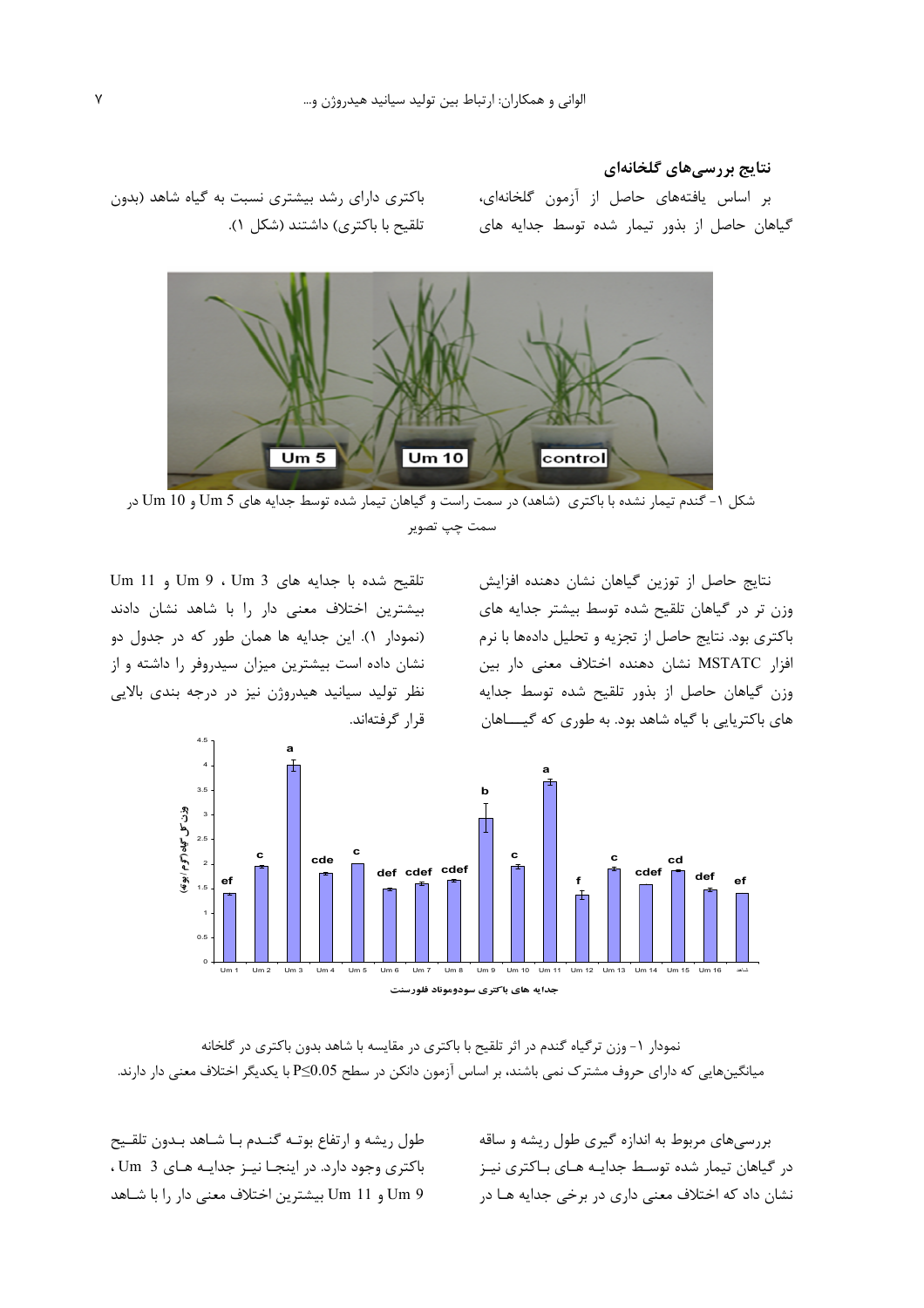### نتایج بررسی‌های گلخانه‌ای

بر اساس یافته‌های حاصل از آزمون گلخانه‌ای، گیاهان حاصل از بذور تیمار شده توسط جدایه های باکتری دارای رشد بیشتری نسبت به گیاه شاهد (بدون تلقیح با باکتری) داشتند (شکل ۱).

شکل ۱- گندم تیمار نشده با باکتری (شاهد) در سمت راست و گیاهان تیمار شده توسط جدایه های Um 5 و Um 10 در سمت چپ تصویر

نتایج حاصل از توزین گیاهان نشان دهنده افزایش وزن تر در گیاهان تلقیح شده توسط بیشتر جدایه های باکتری بود. نتایج حاصل از تجزیه و تحلیل داده‌ها با نرم افزار MSTATC نشان دهنده اختلاف معنی دار بین وزن گیاهان حاصل از بذور تلقیح شده توسط جدایه های باکتریایی با گیاه شاهد بود. به طوری که گیـــاهان تلقیح شده با جدایه های Um 3 ، Um 9 و Um 11 بیشترین اختلاف معنی دار را با شاهد نشان دادند (نمودار ۱). این جدایه ها همان طور که در جدول دو نشان داده است بیشترین میزان سیدروفر را داشته و از نظر تولید سیانید هیدروژن نیز در درجه بندی بالایی قرار گرفته‌اند.

نمودار ۱- وزن ترگیاه گندم در اثر تلقیح با باکتری در مقایسه با شاهد بدون باکتری در گلخانه
میانگین‌هایی که دارای حروف مشترک نمی باشند، بر اساس آزمون دانکن در سطح $P\leq0.05$ با یکدیگر اختلاف معنی دار دارند.

بررسی‌های مربوط به اندازه گیری طول ریشه و ساقه در گیاهان تیمار شده توسـط جدایـه هـای بـاکتری نیـز نشان داد که اختلاف معنی داری در برخی جدایه هـا در طول ریشه و ارتفاع بوتـه گنـدم بـا شـاهد بـدون تلقـیح باکتری وجود دارد. در اینجـا نیـز جدایـه هـای Um 3 ، Um 9 و Um 11 بیشترین اختلاف معنی دار را با شـاهد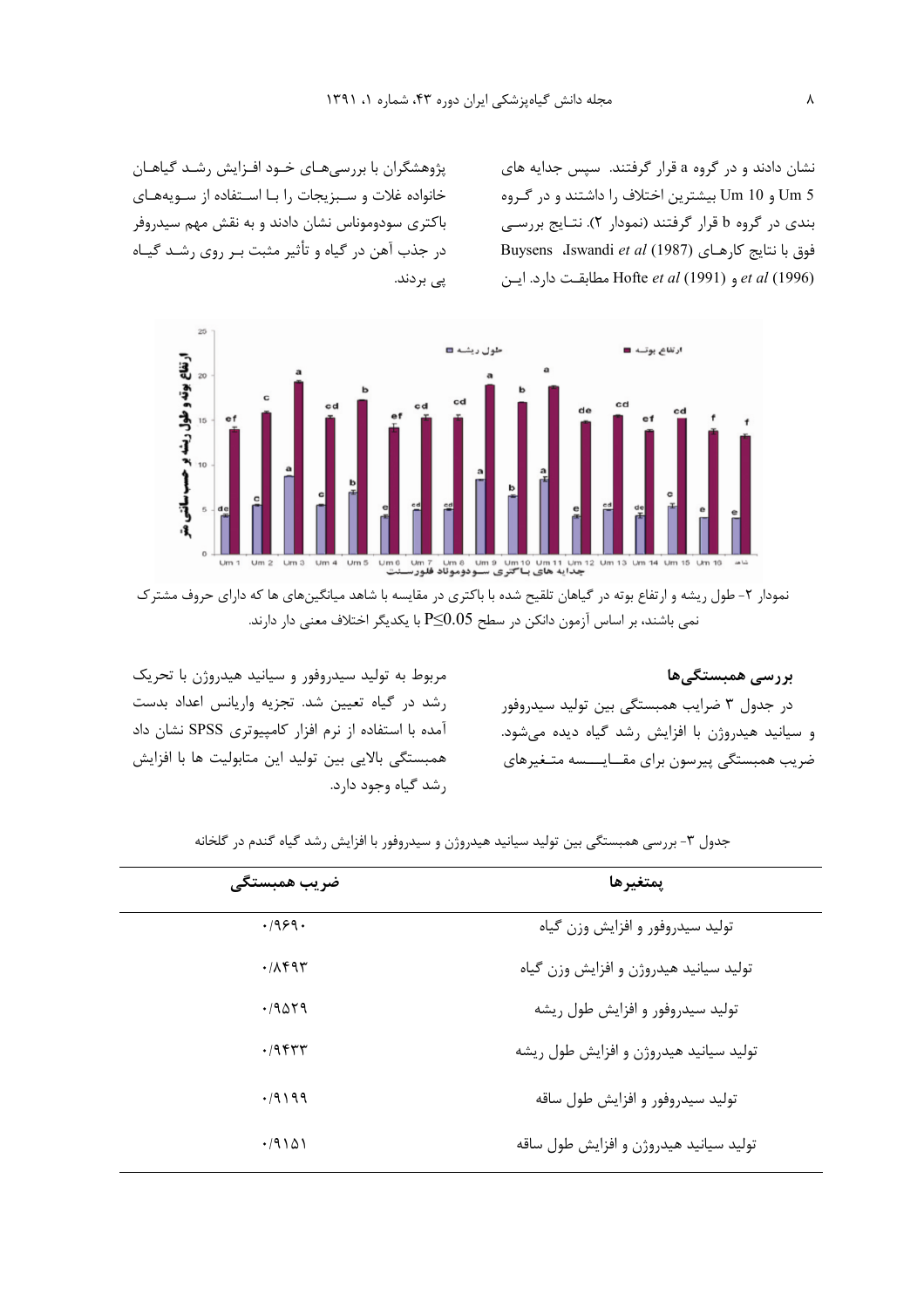نشان دادند و در گروه a قرار گرفتند. سپس جدایه های Um 5 و Um 10 بیشترین اختلاف را داشتند و در گروه بندی در گروه b قرار گرفتند (نمودار ۲). نتایج بررسی فوق با نتایج کارهای Buysens *et al* (1996)، Iswandi *et al* (1987) و Hofte *et al* (1991) مطابقت دارد. این پژوهشگران با بررسی‌های خود افزایش رشد گیاهان خانواده غلات و سبزیجات را با استفاده از سویه‌های باکتری سودوموناس نشان دادند و به نقش مهم سیدروفر در جذب آهن در گیاه و تأثیر مثبت بر روی رشد گیاه پی بردند.

نمودار ۲- طول ریشه و ارتفاع بوته در گیاهان تلقیح شده با باکتری در مقایسه با شاهد میانگین‌های ها که دارای حروف مشترک نمی باشند، بر اساس آزمون دانکن در سطح $P \leq 0.05$ با یکدیگر اختلاف معنی دار دارند.

## بررسی همبستگی‌ها

در جدول ۳ ضرایب همبستگی بین تولید سیدروفور و سیانید هیدروژن با افزایش رشد گیاه دیده می‌شود. ضریب همبستگی پیرسون برای مقایسه متغیرهای مربوط به تولید سیدروفور و سیانید هیدروژن با تحریک رشد در گیاه تعیین شد. تجزیه واریانس اعداد بدست آمده با استفاده از نرم افزار کامپیوتری SPSS نشان داد همبستگی بالایی بین تولید این متابولیت ها با افزایش رشد گیاه وجود دارد.

جدول ۳- بررسی همبستگی بین تولید سیانید هیدروژن و سیدروفور با افزایش رشد گیاه گندم در گلخانه

| متغیرها | ضریب همبستگی |
|---|---|
| تولید سیدروفور و افزایش وزن گیاه | ۰/۹۶۹۰ |
| تولید سیانید هیدروژن و افزایش وزن گیاه | ۰/۸۴۹۳ |
| تولید سیدروفور و افزایش طول ریشه | ۰/۹۵۲۹ |
| تولید سیانید هیدروژن و افزایش طول ریشه | ۰/۹۴۳۳ |
| تولید سیدروفور و افزایش طول ساقه | ۰/۹۱۹۹ |
| تولید سیانید هیدروژن و افزایش طول ساقه | ۰/۹۱۵۱ |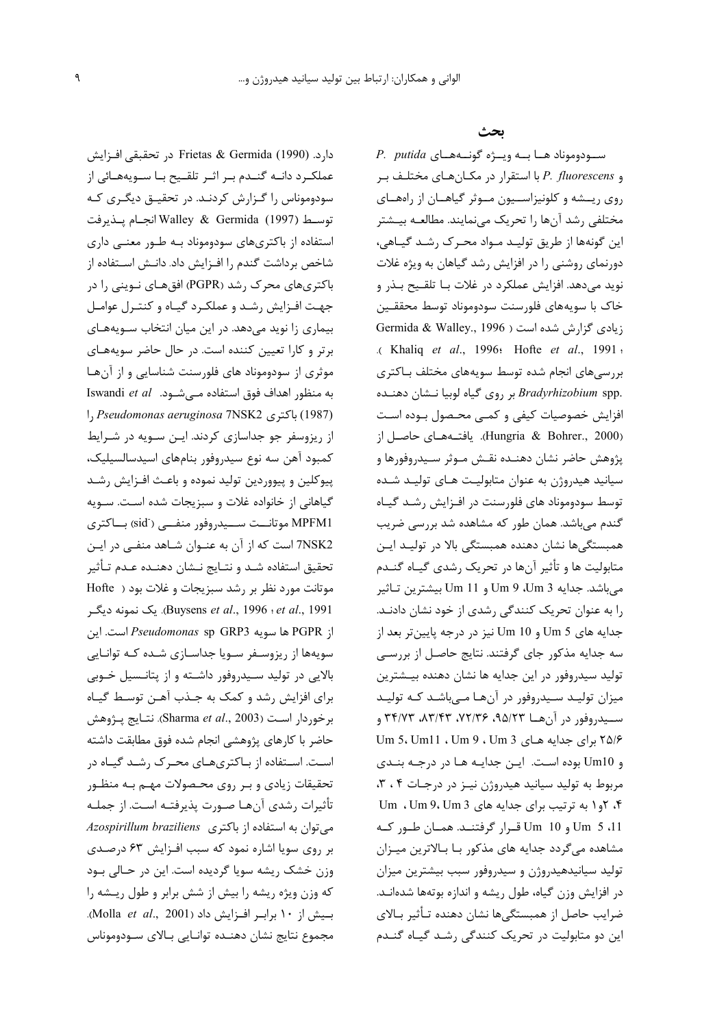## بحث

سودوموناد ها به ویژه گونه‌های *P. putida* و *P. fluorescens* با استقرار در مکان‌های مختلف بر روی ریشه و کلونیزاسیون موثر گیاهان از راه‌های مختلفی رشد آن‌ها را تحریک می‌نمایند. مطالعه بیشتر این گونه‌ها از طریق تولید مواد محرک رشد گیاهی، دورنمای روشنی را در افزایش رشد گیاهان به ویژه غلات نوید می‌دهد. افزایش عملکرد در غلات با تلقیح بذر و خاک با سویه‌های فلورسنت سودوموناد توسط محققین زیادی گزارش شده است ( Germida & Walley., 1996 ؛ Hofte *et al*., 1991 ؛ Khaliq *et al*., 1996). بررسی‌های انجام شده توسط سویه‌های مختلف باکتری *Bradyrhizobium* spp. بر روی گیاه لوبیا نشان دهنده افزایش خصوصیات کیفی و کمی محصول بوده است (Hungria & Bohrer., 2000). یافته‌های حاصل از پژوهش حاضر نشان دهنده نقش موثر سیدروفورها و سیانید هیدروژن به عنوان متابولیت های تولید شده توسط سودوموناد های فلورسنت در افزایش رشد گیاه گندم می‌باشد. همان طور که مشاهده شد بررسی ضریب همبستگی‌ها نشان دهنده همبستگی بالا در تولید این متابولیت ها و تأثیر آن‌ها در تحریک رشدی گیاه گندم می‌باشد. جدایه Um 3، Um 9 و Um 11 بیشترین تاثیر را به عنوان تحریک کنندگی رشدی از خود نشان دادند. جدایه های Um 5 و Um 10 نیز در درجه پایین‌تر بعد از سه جدایه مذکور جای گرفتند. نتایج حاصل از بررسی تولید سیدروفور در این جدایه ها نشان دهنده بیشترین میزان تولید سیدروفور در آن‌ها می‌باشد که تولید سیدروفور در آن‌ها ۹۵/۲۳، ۷۲/۳۶، ۸۳/۴۳، ۳۴/۷۳ و ۲۵/۶ برای جدایه های Um 3 ، Um 9 ، Um11 ، Um 5 و Um10 بوده است. این جدایه ها در درجه بندی مربوط به تولید سیانید هیدروژن نیز در درجات ۴ ، ۳، ۴، ۲و۱ به ترتیب برای جدایه های Um 3 ،Um 9 ، Um 11، Um 5 و Um 10 قرار گرفتند. همان طور که مشاهده می‌گردد جدایه های مذکور با بالاترین میزان تولید سیانیدهیدروژن و سیدروفور سبب بیشترین میزان در افزایش وزن گیاه، طول ریشه و اندازه بوته‌ها شده‌اند. ضرایب حاصل از همبستگی‌ها نشان دهنده تأثیر بالای این دو متابولیت در تحریک کنندگی رشد گیاه گندم دارد. Frietas & Germida (1990) در تحقیقی افزایش عملکرد دانه گندم بر اثر تلقیح با سویه‌هائی از سودوموناس را گزارش کردند. در تحقیق دیگری که توسط Walley & Germida (1997) انجام پذیرفت استفاده از باکتری‌های سودوموناد به طور معنی داری شاخص برداشت گندم را افزایش داد. دانش استفاده از باکتری‌های محرک رشد (PGPR) افق‌های نوینی را در جهت افزایش رشد و عملکرد گیاه و کنترل عوامل بیماری زا نوید می‌دهد. در این میان انتخاب سویه‌های برتر و کارا تعیین کننده است. در حال حاضر سویه‌های موثری از سودوموناد های فلورسنت شناسایی و از آن‌ها به منظور اهداف فوق استفاده می‌شود. Iswandi *et al* (1987) باکتری *Pseudomonas aeruginosa* 7NSK2 را از ریزوسفر جو جداسازی کردند. این سویه در شرایط کمبود آهن سه نوع سیدروفور بنام‌های اسیدسالسیلیک، پیوکلین و پیووردین تولید نموده و باعث افزایش رشد گیاهانی از خانواده غلات و سبزیجات شده است. سویه MPFM1 موتانت سیدروفور منفی ($sid^-$) باکتری 7NSK2 است که از آن به عنوان شاهد منفی در این تحقیق استفاده شد و نتایج نشان دهنده عدم تأثیر موتانت مورد نظر بر رشد سبزیجات و غلات بود ( Hofte *et al*., 1991 ؛ Buysens *et al*., 1996). یک نمونه دیگر از PGPR ها سویه *Pseudomonas* sp GRP3 است. این سویه‌ها از ریزوسفر سویا جداسازی شده که توانایی بالایی در تولید سیدروفور داشته و از پتانسیل خوبی برای افزایش رشد و کمک به جذب آهن توسط گیاه برخوردار است (Sharma *et al*., 2003). نتایج پژوهش حاضر با کارهای پژوهشی انجام شده فوق مطابقت داشته است. استفاده از باکتری‌های محرک رشد گیاه در تحقیقات زیادی و بر روی محصولات مهم به منظور تأثیرات رشدی آن‌ها صورت پذیرفته است. از جمله می‌توان به استفاده از باکتری *Azospirillum braziliens* بر روی سویا اشاره نمود که سبب افزایش ۶۳ درصدی وزن خشک ریشه سویا گردیده است. این در حالی بود که وزن ویژه ریشه را بیش از شش برابر و طول ریشه را بیش از ۱۰ برابر افزایش داد (Molla *et al*., 2001). مجموع نتایج نشان دهنده توانایی بالای سودوموناس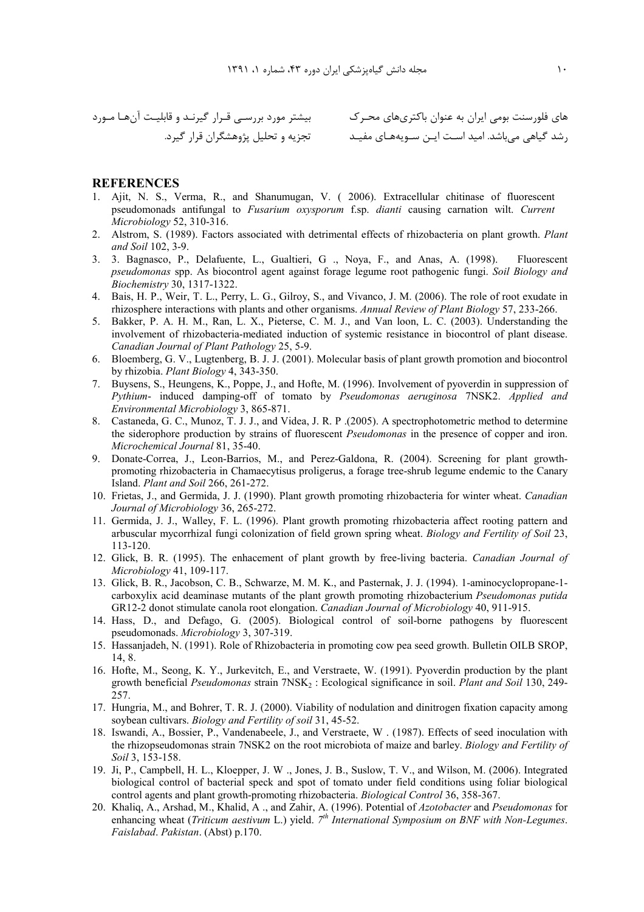های فلورسنت بومی ایران به عنوان باکتری‌های محرک رشد گیاهی می‌باشد. امید است این سویه‌های مفید بیشتر مورد بررسی قرار گیرند و قابلیت آن‌ها مورد تجزیه و تحلیل پژوهشگران قرار گیرد.

## REFERENCES

1. Ajit, N. S., Verma, R., and Shanumugan, V. ( 2006). Extracellular chitinase of fluorescent pseudomonads antifungal to *Fusarium oxysporum* f.sp. *dianti* causing carnation wilt. *Current Microbiology* 52, 310-316.
2. Alstrom, S. (1989). Factors associated with detrimental effects of rhizobacteria on plant growth. *Plant and Soil* 102, 3-9.
3. 3. Bagnasco, P., Delafuente, L., Gualtieri, G ., Noya, F., and Anas, A. (1998). Fluorescent *pseudomonas* spp. As biocontrol agent against forage legume root pathogenic fungi. *Soil Biology and Biochemistry* 30, 1317-1322.
4. Bais, H. P., Weir, T. L., Perry, L. G., Gilroy, S., and Vivanco, J. M. (2006). The role of root exudate in rhizosphere interactions with plants and other organisms. *Annual Review of Plant Biology* 57, 233-266.
5. Bakker, P. A. H. M., Ran, L. X., Pieterse, C. M. J., and Van loon, L. C. (2003). Understanding the involvement of rhizobacteria-mediated induction of systemic resistance in biocontrol of plant disease. *Canadian Journal of Plant Pathology* 25, 5-9.
6. Bloemberg, G. V., Lugtenberg, B. J. J. (2001). Molecular basis of plant growth promotion and biocontrol by rhizobia. *Plant Biology* 4, 343-350.
7. Buysens, S., Heungens, K., Poppe, J., and Hofte, M. (1996). Involvement of pyoverdin in suppression of *Pythium*- induced damping-off of tomato by *Pseudomonas aeruginosa* 7NSK2. *Applied and Environmental Microbiology* 3, 865-871.
8. Castaneda, G. C., Munoz, T. J. J., and Videa, J. R. P .(2005). A spectrophotometric method to determine the siderophore production by strains of fluorescent *Pseudomonas* in the presence of copper and iron. *Microchemical Journal* 81, 35-40.
9. Donate-Correa, J., Leon-Barrios, M., and Perez-Galdona, R. (2004). Screening for plant growth-promoting rhizobacteria in Chamaecytisus proligerus, a forage tree-shrub legume endemic to the Canary Island. *Plant and Soil* 266, 261-272.
10. Frietas, J., and Germida, J. J. (1990). Plant growth promoting rhizobacteria for winter wheat. *Canadian Journal of Microbiology* 36, 265-272.
11. Germida, J. J., Walley, F. L. (1996). Plant growth promoting rhizobacteria affect rooting pattern and arbuscular mycorrhizal fungi colonization of field grown spring wheat. *Biology and Fertility of Soil* 23, 113-120.
12. Glick, B. R. (1995). The enhacement of plant growth by free-living bacteria. *Canadian Journal of Microbiology* 41, 109-117.
13. Glick, B. R., Jacobson, C. B., Schwarze, M. M. K., and Pasternak, J. J. (1994). 1-aminocyclopropane-1-carboxylix acid deaminase mutants of the plant growth promoting rhizobacterium *Pseudomonas putida* GR12-2 donot stimulate canola root elongation. *Canadian Journal of Microbiology* 40, 911-915.
14. Hass, D., and Defago, G. (2005). Biological control of soil-borne pathogens by fluorescent pseudomonads. *Microbiology* 3, 307-319.
15. Hassanjadeh, N. (1991). Role of Rhizobacteria in promoting cow pea seed growth. Bulletin OILB SROP, 14, 8.
16. Hofte, M., Seong, K. Y., Jurkevitch, E., and Verstraete, W. (1991). Pyoverdin production by the plant growth beneficial *Pseudomonas* strain $7NSK_2$ : Ecological significance in soil. *Plant and Soil* 130, 249-257.
17. Hungria, M., and Bohrer, T. R. J. (2000). Viability of nodulation and dinitrogen fixation capacity among soybean cultivars. *Biology and Fertility of soil* 31, 45-52.
18. Iswandi, A., Bossier, P., Vandenabeele, J., and Verstraete, W . (1987). Effects of seed inoculation with the rhizopseudomonas strain 7NSK2 on the root microbiota of maize and barley. *Biology and Fertility of Soil* 3, 153-158.
19. Ji, P., Campbell, H. L., Kloepper, J. W ., Jones, J. B., Suslow, T. V., and Wilson, M. (2006). Integrated biological control of bacterial speck and spot of tomato under field conditions using foliar biological control agents and plant growth-promoting rhizobacteria. *Biological Control* 36, 358-367.
20. Khaliq, A., Arshad, M., Khalid, A ., and Zahir, A. (1996). Potential of *Azotobacter* and *Pseudomonas* for enhancing wheat (*Triticum aestivum* L.) yield. *7th International Symposium on BNF with Non-Legumes*. *Faislabad*. *Pakistan*. (Abst) p.170.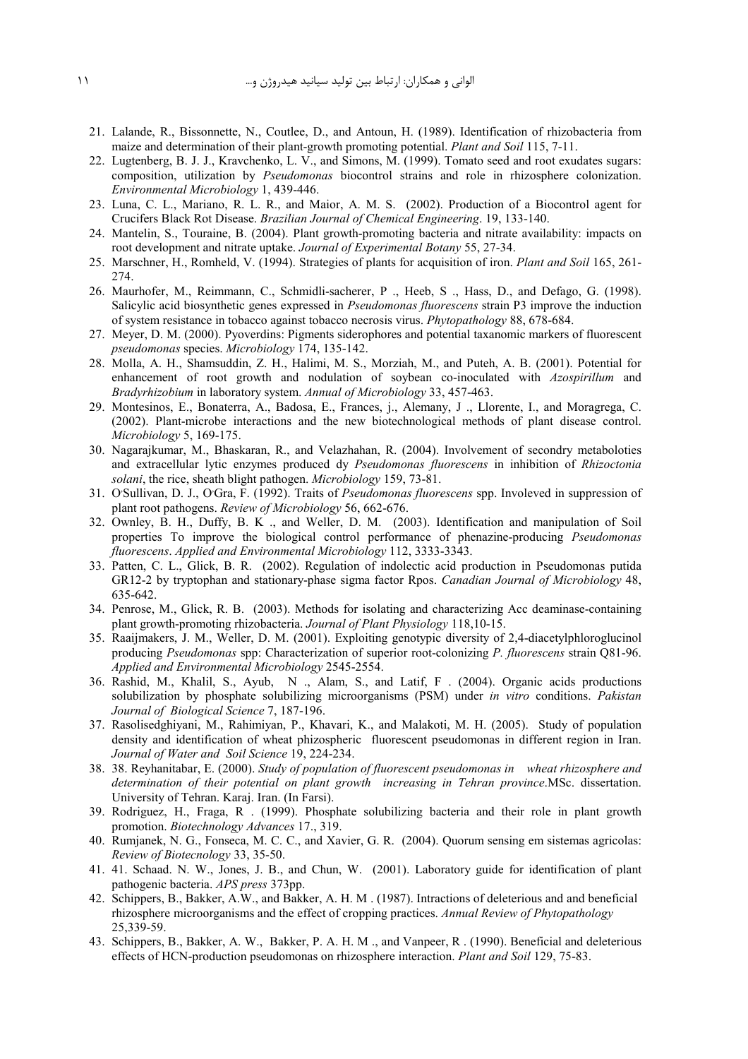21. Lalande, R., Bissonnette, N., Coutlee, D., and Antoun, H. (1989). Identification of rhizobacteria from maize and determination of their plant-growth promoting potential. *Plant and Soil* 115, 7-11.
22. Lugtenberg, B. J. J., Kravchenko, L. V., and Simons, M. (1999). Tomato seed and root exudates sugars: composition, utilization by *Pseudomonas* biocontrol strains and role in rhizosphere colonization. *Environmental Microbiology* 1, 439-446.
23. Luna, C. L., Mariano, R. L. R., and Maior, A. M. S. (2002). Production of a Biocontrol agent for Crucifers Black Rot Disease. *Brazilian Journal of Chemical Engineering*. 19, 133-140.
24. Mantelin, S., Touraine, B. (2004). Plant growth-promoting bacteria and nitrate availability: impacts on root development and nitrate uptake. *Journal of Experimental Botany* 55, 27-34.
25. Marschner, H., Romheld, V. (1994). Strategies of plants for acquisition of iron. *Plant and Soil* 165, 261-274.
26. Maurhofer, M., Reimmann, C., Schmidli-sacherer, P ., Heeb, S ., Hass, D., and Defago, G. (1998). Salicylic acid biosynthetic genes expressed in *Pseudomonas fluorescens* strain P3 improve the induction of system resistance in tobacco against tobacco necrosis virus. *Phytopathology* 88, 678-684.
27. Meyer, D. M. (2000). Pyoverdins: Pigments siderophores and potential taxanomic markers of fluorescent *pseudomonas* species. *Microbiology* 174, 135-142.
28. Molla, A. H., Shamsuddin, Z. H., Halimi, M. S., Morziah, M., and Puteh, A. B. (2001). Potential for enhancement of root growth and nodulation of soybean co-inoculated with *Azospirillum* and *Bradyrhizobium* in laboratory system. *Annual of Microbiology* 33, 457-463.
29. Montesinos, E., Bonaterra, A., Badosa, E., Frances, j., Alemany, J ., Llorente, I., and Moragrega, C. (2002). Plant-microbe interactions and the new biotechnological methods of plant disease control. *Microbiology* 5, 169-175.
30. Nagarajkumar, M., Bhaskaran, R., and Velazhahan, R. (2004). Involvement of secondry metaboloties and extracellular lytic enzymes produced dy *Pseudomonas fluorescens* in inhibition of *Rhizoctonia solani*, the rice, sheath blight pathogen. *Microbiology* 159, 73-81.
31. O'Sullivan, D. J., O'Gra, F. (1992). Traits of *Pseudomonas fluorescens* spp. Involeved in suppression of plant root pathogens. *Review of Microbiology* 56, 662-676.
32. Ownley, B. H., Duffy, B. K ., and Weller, D. M. (2003). Identification and manipulation of Soil properties To improve the biological control performance of phenazine-producing *Pseudomonas fluorescens*. *Applied and Environmental Microbiology* 112, 3333-3343.
33. Patten, C. L., Glick, B. R. (2002). Regulation of indolectic acid production in Pseudomonas putida GR12-2 by tryptophan and stationary-phase sigma factor Rpos. *Canadian Journal of Microbiology* 48, 635-642.
34. Penrose, M., Glick, R. B. (2003). Methods for isolating and characterizing Acc deaminase-containing plant growth-promoting rhizobacteria. *Journal of Plant Physiology* 118,10-15.
35. Raaijmakers, J. M., Weller, D. M. (2001). Exploiting genotypic diversity of 2,4-diacetylphloroglucinol producing *Pseudomonas* spp: Characterization of superior root-colonizing *P. fluorescens* strain Q81-96. *Applied and Environmental Microbiology* 2545-2554.
36. Rashid, M., Khalil, S., Ayub, N ., Alam, S., and Latif, F . (2004). Organic acids productions solubilization by phosphate solubilizing microorganisms (PSM) under *in vitro* conditions. *Pakistan Journal of Biological Science* 7, 187-196.
37. Rasolisedghiyani, M., Rahimiyan, P., Khavari, K., and Malakoti, M. H. (2005). Study of population density and identification of wheat phizospheric fluorescent pseudomonas in different region in Iran. *Journal of Water and Soil Science* 19, 224-234.
38. 38. Reyhanitabar, E. (2000). *Study of population of fluorescent pseudomonas in wheat rhizosphere and determination of their potential on plant growth increasing in Tehran province*.MSc. dissertation. University of Tehran. Karaj. Iran. (In Farsi).
39. Rodriguez, H., Fraga, R . (1999). Phosphate solubilizing bacteria and their role in plant growth promotion. *Biotechnology Advances* 17., 319.
40. Rumjanek, N. G., Fonseca, M. C. C., and Xavier, G. R. (2004). Quorum sensing em sistemas agricolas: *Review of Biotecnology* 33, 35-50.
41. 41. Schaad. N. W., Jones, J. B., and Chun, W. (2001). Laboratory guide for identification of plant pathogenic bacteria. *APS press* 373pp.
42. Schippers, B., Bakker, A.W., and Bakker, A. H. M . (1987). Intractions of deleterious and and beneficial rhizosphere microorganisms and the effect of cropping practices. *Annual Review of Phytopathology* 25,339-59.
43. Schippers, B., Bakker, A. W., Bakker, P. A. H. M ., and Vanpeer, R . (1990). Beneficial and deleterious effects of HCN-production pseudomonas on rhizosphere interaction. *Plant and Soil* 129, 75-83.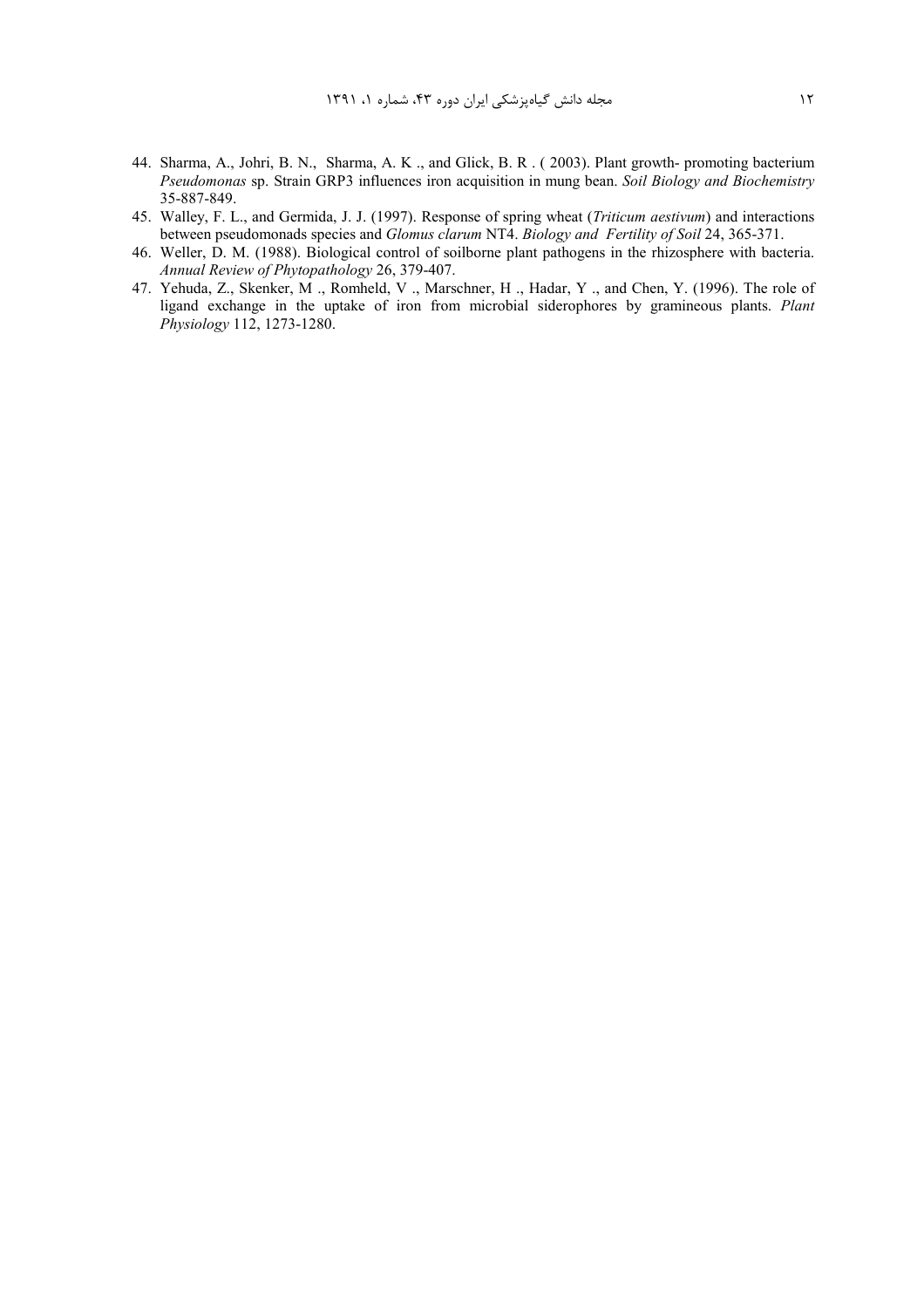44. Sharma, A., Johri, B. N., Sharma, A. K ., and Glick, B. R . ( 2003). Plant growth- promoting bacterium *Pseudomonas* sp. Strain GRP3 influences iron acquisition in mung bean. *Soil Biology and Biochemistry* 35-887-849.
45. Walley, F. L., and Germida, J. J. (1997). Response of spring wheat (*Triticum aestivum*) and interactions between pseudomonads species and *Glomus clarum* NT4. *Biology and Fertility of Soil* 24, 365-371.
46. Weller, D. M. (1988). Biological control of soilborne plant pathogens in the rhizosphere with bacteria. *Annual Review of Phytopathology* 26, 379-407.
47. Yehuda, Z., Skenker, M ., Romheld, V ., Marschner, H ., Hadar, Y ., and Chen, Y. (1996). The role of ligand exchange in the uptake of iron from microbial siderophores by gramineous plants. *Plant Physiology* 112, 1273-1280.